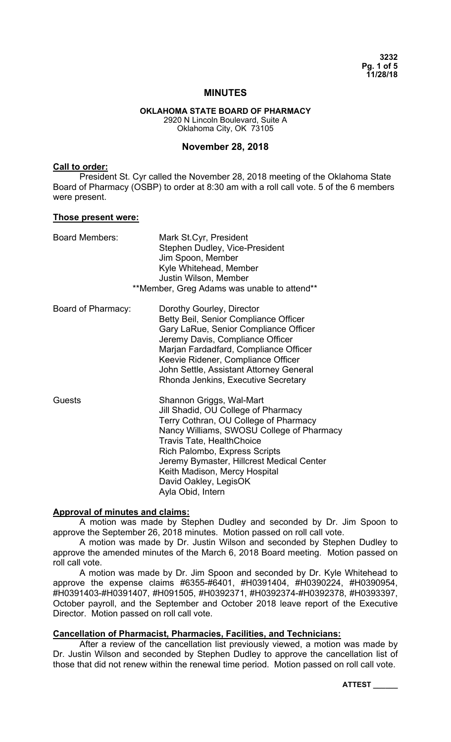# MINUTES

## OKLAHOMA STATE BOARD OF PHARMACY

2920 N Lincoln Boulevard, Suite A
Oklahoma City, OK 73105

## November 28, 2018

**Call to order:**

President St. Cyr called the November 28, 2018 meeting of the Oklahoma State Board of Pharmacy (OSBP) to order at 8:30 am with a roll call vote. 5 of the 6 members were present.

**Those present were:**

Board Members:
- Mark St.Cyr, President
- Stephen Dudley, Vice-President
- Jim Spoon, Member
- Kyle Whitehead, Member
- Justin Wilson, Member

\*\*Member, Greg Adams was unable to attend\*\*

Board of Pharmacy:
- Dorothy Gourley, Director
- Betty Beil, Senior Compliance Officer
- Gary LaRue, Senior Compliance Officer
- Jeremy Davis, Compliance Officer
- Marjan Fardadfard, Compliance Officer
- Keevie Ridener, Compliance Officer
- John Settle, Assistant Attorney General
- Rhonda Jenkins, Executive Secretary

Guests
- Shannon Griggs, Wal-Mart
- Jill Shadid, OU College of Pharmacy
- Terry Cothran, OU College of Pharmacy
- Nancy Williams, SWOSU College of Pharmacy
- Travis Tate, HealthChoice
- Rich Palombo, Express Scripts
- Jeremy Bymaster, Hillcrest Medical Center
- Keith Madison, Mercy Hospital
- David Oakley, LegisOK
- Ayla Obid, Intern

**Approval of minutes and claims:**

A motion was made by Stephen Dudley and seconded by Dr. Jim Spoon to approve the September 26, 2018 minutes. Motion passed on roll call vote.

A motion was made by Dr. Justin Wilson and seconded by Stephen Dudley to approve the amended minutes of the March 6, 2018 Board meeting. Motion passed on roll call vote.

A motion was made by Dr. Jim Spoon and seconded by Dr. Kyle Whitehead to approve the expense claims #6355-#6401, #H0391404, #H0390224, #H0390954, #H0391403-#H0391407, #H091505, #H0392371, #H0392374-#H0392378, #H0393397, October payroll, and the September and October 2018 leave report of the Executive Director. Motion passed on roll call vote.

**Cancellation of Pharmacist, Pharmacies, Facilities, and Technicians:**

After a review of the cancellation list previously viewed, a motion was made by Dr. Justin Wilson and seconded by Stephen Dudley to approve the cancellation list of those that did not renew within the renewal time period. Motion passed on roll call vote.

**ATTEST \_\_\_\_\_\_**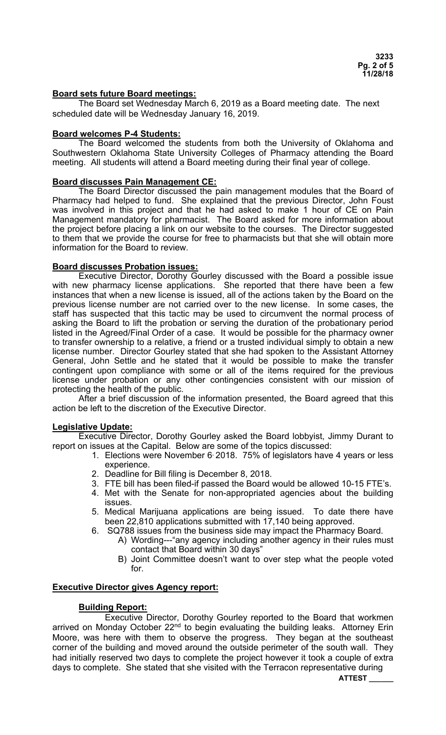**Board sets future Board meetings:**

The Board set Wednesday March 6, 2019 as a Board meeting date. The next scheduled date will be Wednesday January 16, 2019.

**Board welcomes P-4 Students:**

The Board welcomed the students from both the University of Oklahoma and Southwestern Oklahoma State University Colleges of Pharmacy attending the Board meeting. All students will attend a Board meeting during their final year of college.

**Board discusses Pain Management CE:**

The Board Director discussed the pain management modules that the Board of Pharmacy had helped to fund. She explained that the previous Director, John Foust was involved in this project and that he had asked to make 1 hour of CE on Pain Management mandatory for pharmacist. The Board asked for more information about the project before placing a link on our website to the courses. The Director suggested to them that we provide the course for free to pharmacists but that she will obtain more information for the Board to review.

**Board discusses Probation issues:**

Executive Director, Dorothy Gourley discussed with the Board a possible issue with new pharmacy license applications. She reported that there have been a few instances that when a new license is issued, all of the actions taken by the Board on the previous license number are not carried over to the new license. In some cases, the staff has suspected that this tactic may be used to circumvent the normal process of asking the Board to lift the probation or serving the duration of the probationary period listed in the Agreed/Final Order of a case. It would be possible for the pharmacy owner to transfer ownership to a relative, a friend or a trusted individual simply to obtain a new license number. Director Gourley stated that she had spoken to the Assistant Attorney General, John Settle and he stated that it would be possible to make the transfer contingent upon compliance with some or all of the items required for the previous license under probation or any other contingencies consistent with our mission of protecting the health of the public.

After a brief discussion of the information presented, the Board agreed that this action be left to the discretion of the Executive Director.

**Legislative Update:**

Executive Director, Dorothy Gourley asked the Board lobbyist, Jimmy Durant to report on issues at the Capital. Below are some of the topics discussed:

1. Elections were November 6, 2018. 75% of legislators have 4 years or less experience.
2. Deadline for Bill filing is December 8, 2018.
3. FTE bill has been filed-if passed the Board would be allowed 10-15 FTE's.
4. Met with the Senate for non-appropriated agencies about the building issues.
5. Medical Marijuana applications are being issued. To date there have been 22,810 applications submitted with 17,140 being approved.
6. SQ788 issues from the business side may impact the Pharmacy Board.
   - A) Wording---"any agency including another agency in their rules must contact that Board within 30 days"
   - B) Joint Committee doesn't want to over step what the people voted for.

**Executive Director gives Agency report:**

**Building Report:**

Executive Director, Dorothy Gourley reported to the Board that workmen arrived on Monday October 22nd to begin evaluating the building leaks. Attorney Erin Moore, was here with them to observe the progress. They began at the southeast corner of the building and moved around the outside perimeter of the south wall. They had initially reserved two days to complete the project however it took a couple of extra days to complete. She stated that she visited with the Terracon representative during

**ATTEST ______**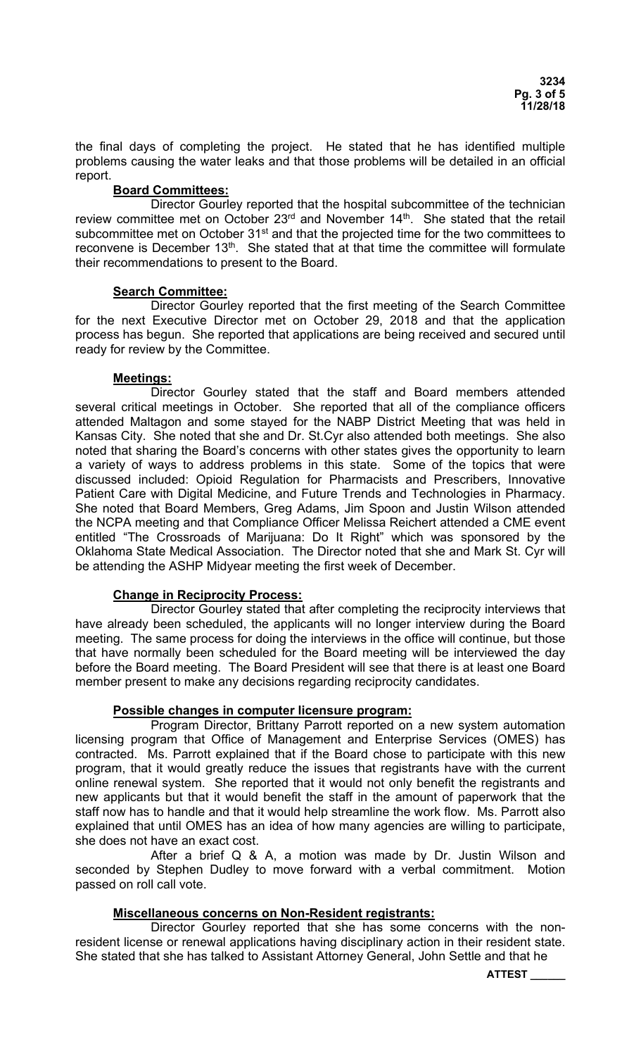the final days of completing the project. He stated that he has identified multiple problems causing the water leaks and that those problems will be detailed in an official report.

**Board Committees:**

Director Gourley reported that the hospital subcommittee of the technician review committee met on October 23rd and November 14th. She stated that the retail subcommittee met on October 31st and that the projected time for the two committees to reconvene is December 13th. She stated that at that time the committee will formulate their recommendations to present to the Board.

**Search Committee:**

Director Gourley reported that the first meeting of the Search Committee for the next Executive Director met on October 29, 2018 and that the application process has begun. She reported that applications are being received and secured until ready for review by the Committee.

**Meetings:**

Director Gourley stated that the staff and Board members attended several critical meetings in October. She reported that all of the compliance officers attended Maltagon and some stayed for the NABP District Meeting that was held in Kansas City. She noted that she and Dr. St.Cyr also attended both meetings. She also noted that sharing the Board's concerns with other states gives the opportunity to learn a variety of ways to address problems in this state. Some of the topics that were discussed included: Opioid Regulation for Pharmacists and Prescribers, Innovative Patient Care with Digital Medicine, and Future Trends and Technologies in Pharmacy. She noted that Board Members, Greg Adams, Jim Spoon and Justin Wilson attended the NCPA meeting and that Compliance Officer Melissa Reichert attended a CME event entitled "The Crossroads of Marijuana: Do It Right" which was sponsored by the Oklahoma State Medical Association. The Director noted that she and Mark St. Cyr will be attending the ASHP Midyear meeting the first week of December.

**Change in Reciprocity Process:**

Director Gourley stated that after completing the reciprocity interviews that have already been scheduled, the applicants will no longer interview during the Board meeting. The same process for doing the interviews in the office will continue, but those that have normally been scheduled for the Board meeting will be interviewed the day before the Board meeting. The Board President will see that there is at least one Board member present to make any decisions regarding reciprocity candidates.

**Possible changes in computer licensure program:**

Program Director, Brittany Parrott reported on a new system automation licensing program that Office of Management and Enterprise Services (OMES) has contracted. Ms. Parrott explained that if the Board chose to participate with this new program, that it would greatly reduce the issues that registrants have with the current online renewal system. She reported that it would not only benefit the registrants and new applicants but that it would benefit the staff in the amount of paperwork that the staff now has to handle and that it would help streamline the work flow. Ms. Parrott also explained that until OMES has an idea of how many agencies are willing to participate, she does not have an exact cost.

After a brief Q & A, a motion was made by Dr. Justin Wilson and seconded by Stephen Dudley to move forward with a verbal commitment. Motion passed on roll call vote.

**Miscellaneous concerns on Non-Resident registrants:**

Director Gourley reported that she has some concerns with the non-resident license or renewal applications having disciplinary action in their resident state. She stated that she has talked to Assistant Attorney General, John Settle and that he

ATTEST ______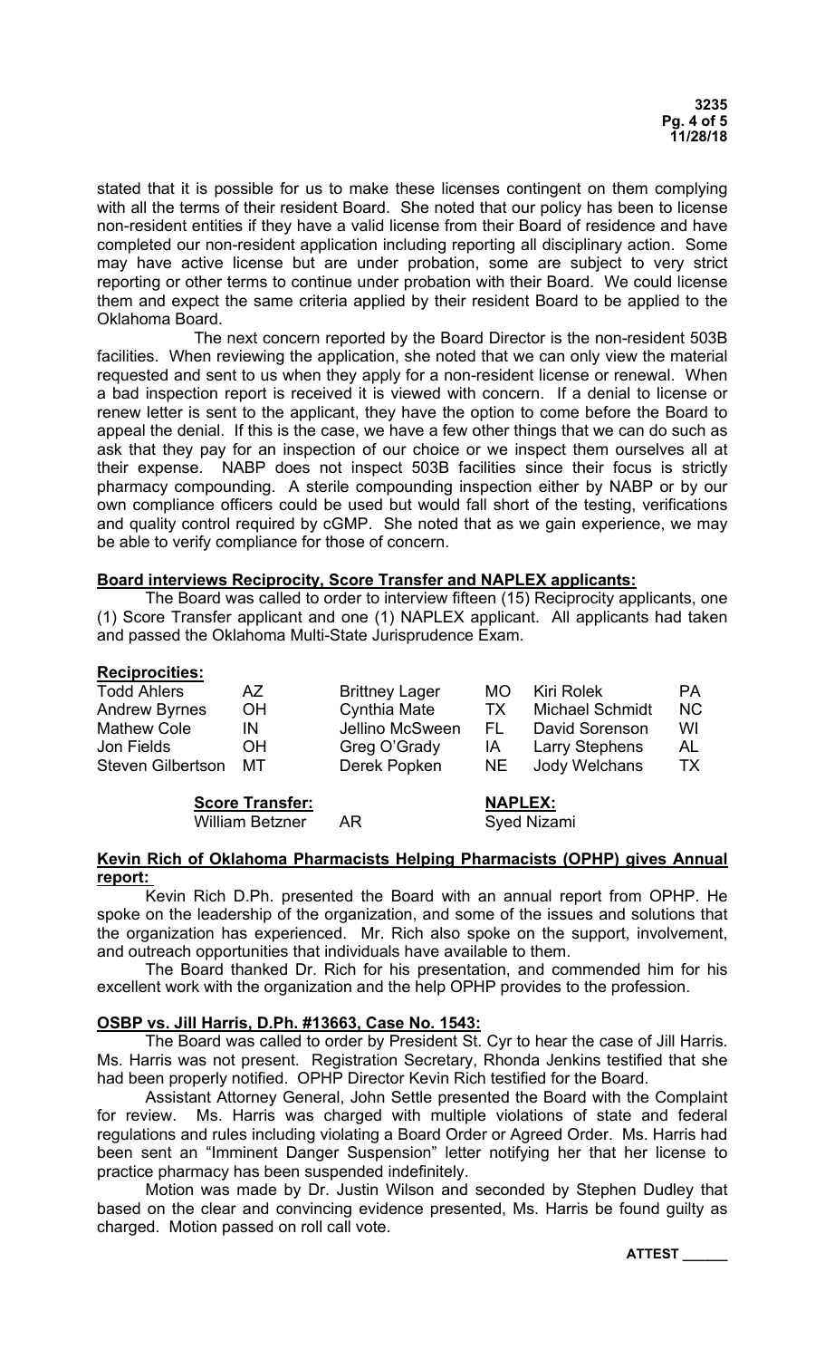stated that it is possible for us to make these licenses contingent on them complying with all the terms of their resident Board. She noted that our policy has been to license non-resident entities if they have a valid license from their Board of residence and have completed our non-resident application including reporting all disciplinary action. Some may have active license but are under probation, some are subject to very strict reporting or other terms to continue under probation with their Board. We could license them and expect the same criteria applied by their resident Board to be applied to the Oklahoma Board.

The next concern reported by the Board Director is the non-resident 503B facilities. When reviewing the application, she noted that we can only view the material requested and sent to us when they apply for a non-resident license or renewal. When a bad inspection report is received it is viewed with concern. If a denial to license or renew letter is sent to the applicant, they have the option to come before the Board to appeal the denial. If this is the case, we have a few other things that we can do such as ask that they pay for an inspection of our choice or we inspect them ourselves all at their expense. NABP does not inspect 503B facilities since their focus is strictly pharmacy compounding. A sterile compounding inspection either by NABP or by our own compliance officers could be used but would fall short of the testing, verifications and quality control required by cGMP. She noted that as we gain experience, we may be able to verify compliance for those of concern.

**Board interviews Reciprocity, Score Transfer and NAPLEX applicants:**

The Board was called to order to interview fifteen (15) Reciprocity applicants, one (1) Score Transfer applicant and one (1) NAPLEX applicant. All applicants had taken and passed the Oklahoma Multi-State Jurisprudence Exam.

**Reciprocities:**

| | | | | | |
|---|---|---|---|---|---|
| Todd Ahlers | AZ | Brittney Lager | MO | Kiri Rolek | PA |
| Andrew Byrnes | OH | Cynthia Mate | TX | Michael Schmidt | NC |
| Mathew Cole | IN | Jellino McSween | FL | David Sorenson | WI |
| Jon Fields | OH | Greg O'Grady | IA | Larry Stephens | AL |
| Steven Gilbertson | MT | Derek Popken | NE | Jody Welchans | TX |

**Score Transfer:**
William Betzner AR

**NAPLEX:**
Syed Nizami

**Kevin Rich of Oklahoma Pharmacists Helping Pharmacists (OPHP) gives Annual report:**

Kevin Rich D.Ph. presented the Board with an annual report from OPHP. He spoke on the leadership of the organization, and some of the issues and solutions that the organization has experienced. Mr. Rich also spoke on the support, involvement, and outreach opportunities that individuals have available to them.

The Board thanked Dr. Rich for his presentation, and commended him for his excellent work with the organization and the help OPHP provides to the profession.

**OSBP vs. Jill Harris, D.Ph. #13663, Case No. 1543:**

The Board was called to order by President St. Cyr to hear the case of Jill Harris. Ms. Harris was not present. Registration Secretary, Rhonda Jenkins testified that she had been properly notified. OPHP Director Kevin Rich testified for the Board.

Assistant Attorney General, John Settle presented the Board with the Complaint for review. Ms. Harris was charged with multiple violations of state and federal regulations and rules including violating a Board Order or Agreed Order. Ms. Harris had been sent an "Imminent Danger Suspension" letter notifying her that her license to practice pharmacy has been suspended indefinitely.

Motion was made by Dr. Justin Wilson and seconded by Stephen Dudley that based on the clear and convincing evidence presented, Ms. Harris be found guilty as charged. Motion passed on roll call vote.

**ATTEST ______**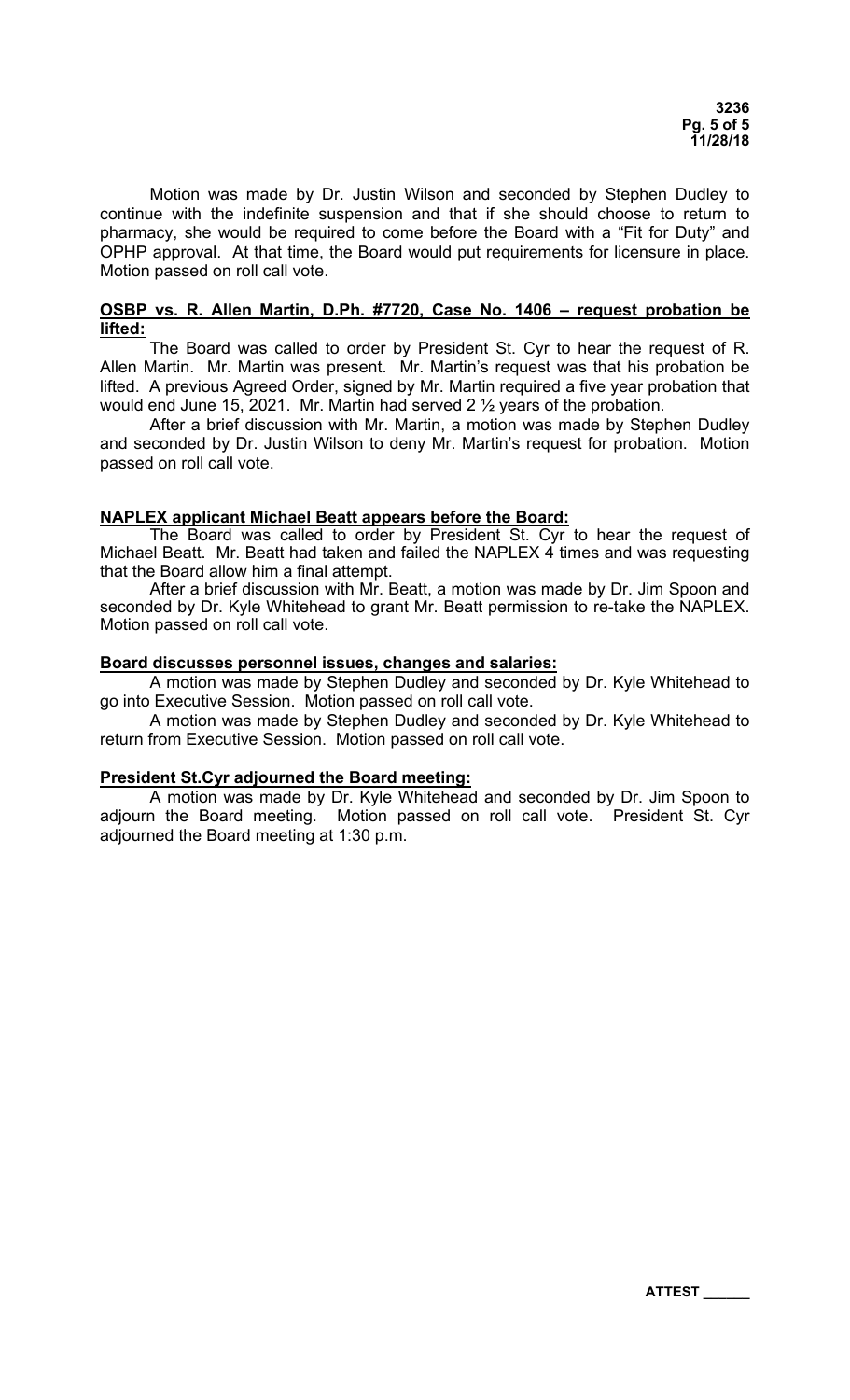Motion was made by Dr. Justin Wilson and seconded by Stephen Dudley to continue with the indefinite suspension and that if she should choose to return to pharmacy, she would be required to come before the Board with a "Fit for Duty" and OPHP approval. At that time, the Board would put requirements for licensure in place. Motion passed on roll call vote.

**OSBP vs. R. Allen Martin, D.Ph. #7720, Case No. 1406 – request probation be lifted:**

The Board was called to order by President St. Cyr to hear the request of R. Allen Martin. Mr. Martin was present. Mr. Martin's request was that his probation be lifted. A previous Agreed Order, signed by Mr. Martin required a five year probation that would end June 15, 2021. Mr. Martin had served 2 ½ years of the probation.

After a brief discussion with Mr. Martin, a motion was made by Stephen Dudley and seconded by Dr. Justin Wilson to deny Mr. Martin's request for probation. Motion passed on roll call vote.

**NAPLEX applicant Michael Beatt appears before the Board:**

The Board was called to order by President St. Cyr to hear the request of Michael Beatt. Mr. Beatt had taken and failed the NAPLEX 4 times and was requesting that the Board allow him a final attempt.

After a brief discussion with Mr. Beatt, a motion was made by Dr. Jim Spoon and seconded by Dr. Kyle Whitehead to grant Mr. Beatt permission to re-take the NAPLEX. Motion passed on roll call vote.

**Board discusses personnel issues, changes and salaries:**

A motion was made by Stephen Dudley and seconded by Dr. Kyle Whitehead to go into Executive Session. Motion passed on roll call vote.

A motion was made by Stephen Dudley and seconded by Dr. Kyle Whitehead to return from Executive Session. Motion passed on roll call vote.

**President St.Cyr adjourned the Board meeting:**

A motion was made by Dr. Kyle Whitehead and seconded by Dr. Jim Spoon to adjourn the Board meeting. Motion passed on roll call vote. President St. Cyr adjourned the Board meeting at 1:30 p.m.

**ATTEST \_\_\_\_\_\_**